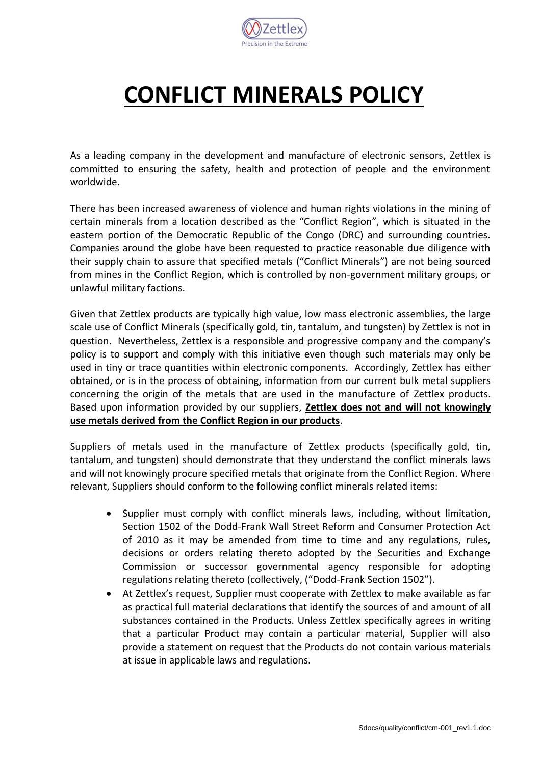# CONFLICT MINERALS POLICY

As a leading company in the development and manufacture of electronic sensors, Zettlex is committed to ensuring the safety, health and protection of people and the environment worldwide.

There has been increased awareness of violence and human rights violations in the mining of certain minerals from a location described as the "Conflict Region", which is situated in the eastern portion of the Democratic Republic of the Congo (DRC) and surrounding countries. Companies around the globe have been requested to practice reasonable due diligence with their supply chain to assure that specified metals ("Conflict Minerals") are not being sourced from mines in the Conflict Region, which is controlled by non-government military groups, or unlawful military factions.

Given that Zettlex products are typically high value, low mass electronic assemblies, the large scale use of Conflict Minerals (specifically gold, tin, tantalum, and tungsten) by Zettlex is not in question. Nevertheless, Zettlex is a responsible and progressive company and the company's policy is to support and comply with this initiative even though such materials may only be used in tiny or trace quantities within electronic components. Accordingly, Zettlex has either obtained, or is in the process of obtaining, information from our current bulk metal suppliers concerning the origin of the metals that are used in the manufacture of Zettlex products. Based upon information provided by our suppliers, **Zettlex does not and will not knowingly use metals derived from the Conflict Region in our products**.

Suppliers of metals used in the manufacture of Zettlex products (specifically gold, tin, tantalum, and tungsten) should demonstrate that they understand the conflict minerals laws and will not knowingly procure specified metals that originate from the Conflict Region. Where relevant, Suppliers should conform to the following conflict minerals related items:

- Supplier must comply with conflict minerals laws, including, without limitation, Section 1502 of the Dodd-Frank Wall Street Reform and Consumer Protection Act of 2010 as it may be amended from time to time and any regulations, rules, decisions or orders relating thereto adopted by the Securities and Exchange Commission or successor governmental agency responsible for adopting regulations relating thereto (collectively, ("Dodd-Frank Section 1502").
- At Zettlex's request, Supplier must cooperate with Zettlex to make available as far as practical full material declarations that identify the sources of and amount of all substances contained in the Products. Unless Zettlex specifically agrees in writing that a particular Product may contain a particular material, Supplier will also provide a statement on request that the Products do not contain various materials at issue in applicable laws and regulations.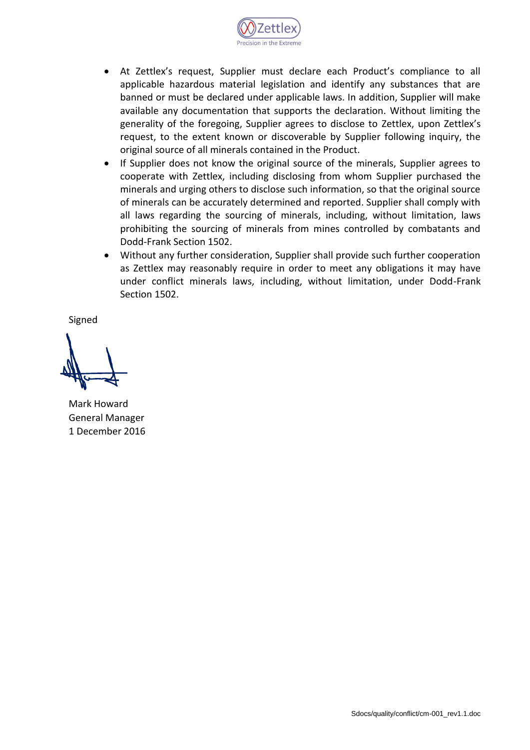- At Zettlex's request, Supplier must declare each Product's compliance to all applicable hazardous material legislation and identify any substances that are banned or must be declared under applicable laws. In addition, Supplier will make available any documentation that supports the declaration. Without limiting the generality of the foregoing, Supplier agrees to disclose to Zettlex, upon Zettlex's request, to the extent known or discoverable by Supplier following inquiry, the original source of all minerals contained in the Product.
- If Supplier does not know the original source of the minerals, Supplier agrees to cooperate with Zettlex, including disclosing from whom Supplier purchased the minerals and urging others to disclose such information, so that the original source of minerals can be accurately determined and reported. Supplier shall comply with all laws regarding the sourcing of minerals, including, without limitation, laws prohibiting the sourcing of minerals from mines controlled by combatants and Dodd-Frank Section 1502.
- Without any further consideration, Supplier shall provide such further cooperation as Zettlex may reasonably require in order to meet any obligations it may have under conflict minerals laws, including, without limitation, under Dodd-Frank Section 1502.

Signed

Mark Howard
General Manager
1 December 2016

Sdocs/quality/conflict/cm-001_rev1.1.doc